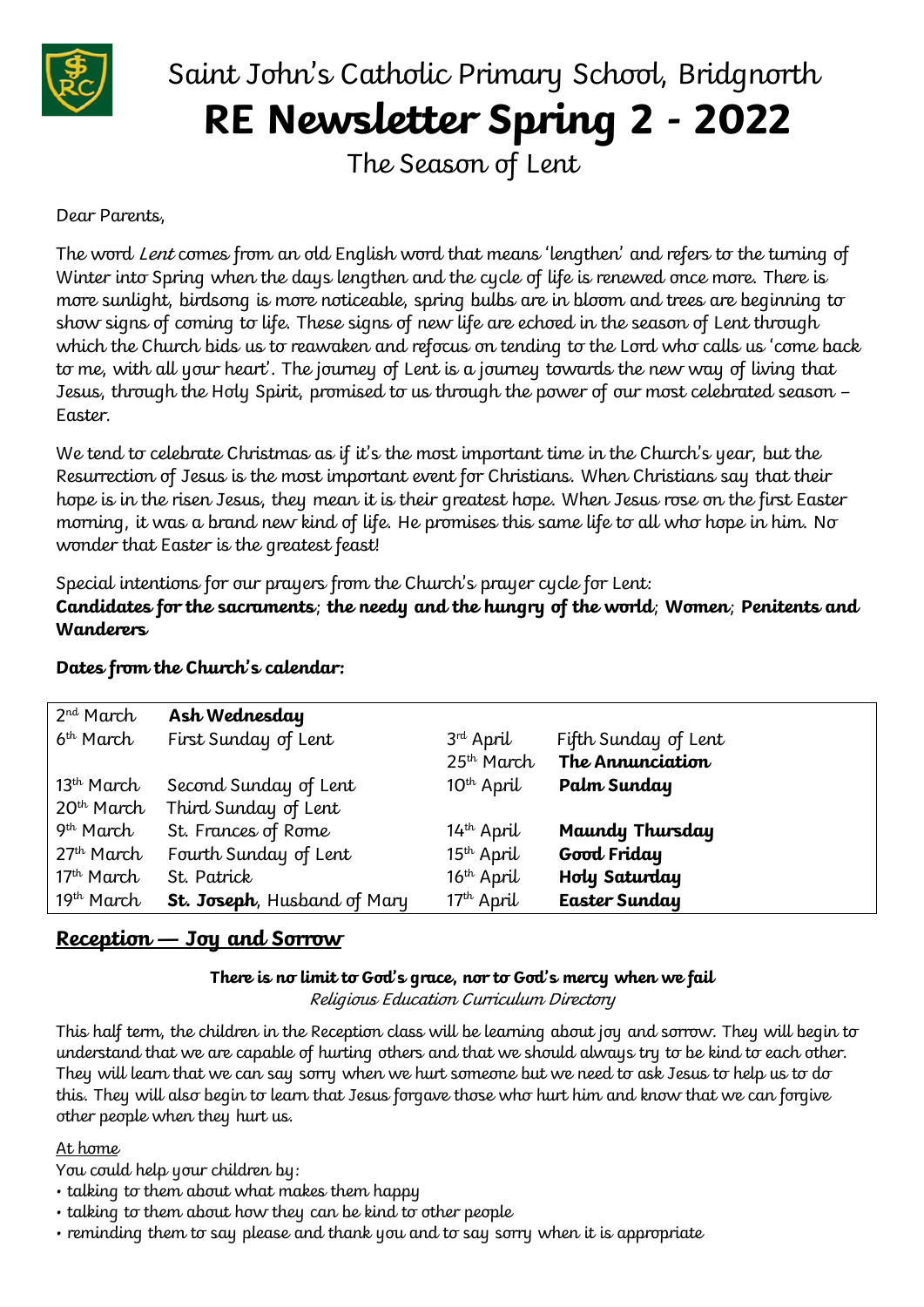# Saint John's Catholic Primary School, Bridgnorth

# RE Newsletter Spring 2 - 2022

## The Season of Lent

Dear Parents,

The word *Lent* comes from an old English word that means 'lengthen' and refers to the turning of Winter into Spring when the days lengthen and the cycle of life is renewed once more. There is more sunlight, birdsong is more noticeable, spring bulbs are in bloom and trees are beginning to show signs of coming to life. These signs of new life are echoed in the season of Lent through which the Church bids us to reawaken and refocus on tending to the Lord who calls us 'come back to me, with all your heart'. The journey of Lent is a journey towards the new way of living that Jesus, through the Holy Spirit, promised to us through the power of our most celebrated season – Easter.

We tend to celebrate Christmas as if it's the most important time in the Church's year, but the Resurrection of Jesus is the most important event for Christians. When Christians say that their hope is in the risen Jesus, they mean it is their greatest hope. When Jesus rose on the first Easter morning, it was a brand new kind of life. He promises this same life to all who hope in him. No wonder that Easter is the greatest feast!

Special intentions for our prayers from the Church's prayer cycle for Lent:
**Candidates for the sacraments**; **the needy and the hungry of the world**; **Women**; **Penitents and Wanderers**

**Dates from the Church's calendar:**

| | | | |
|---|---|---|---|
| 2nd March | **Ash Wednesday** | | |
| 6th March | First Sunday of Lent | 3rd April | Fifth Sunday of Lent |
| | | 25th March | **The Annunciation** |
| 13th March | Second Sunday of Lent | 10th April | **Palm Sunday** |
| 20th March | Third Sunday of Lent | | |
| 9th March | St. Frances of Rome | 14th April | **Maundy Thursday** |
| 27th March | Fourth Sunday of Lent | 15th April | **Good Friday** |
| 17th March | St. Patrick | 16th April | **Holy Saturday** |
| 19th March | **St. Joseph**, Husband of Mary | 17th April | **Easter Sunday** |

## Reception — Joy and Sorrow

**There is no limit to God's grace, nor to God's mercy when we fail**
*Religious Education Curriculum Directory*

This half term, the children in the Reception class will be learning about joy and sorrow. They will begin to understand that we are capable of hurting others and that we should always try to be kind to each other. They will learn that we can say sorry when we hurt someone but we need to ask Jesus to help us to do this. They will also begin to learn that Jesus forgave those who hurt him and know that we can forgive other people when they hurt us.

At home

You could help your children by:

- talking to them about what makes them happy
- talking to them about how they can be kind to other people
- reminding them to say please and thank you and to say sorry when it is appropriate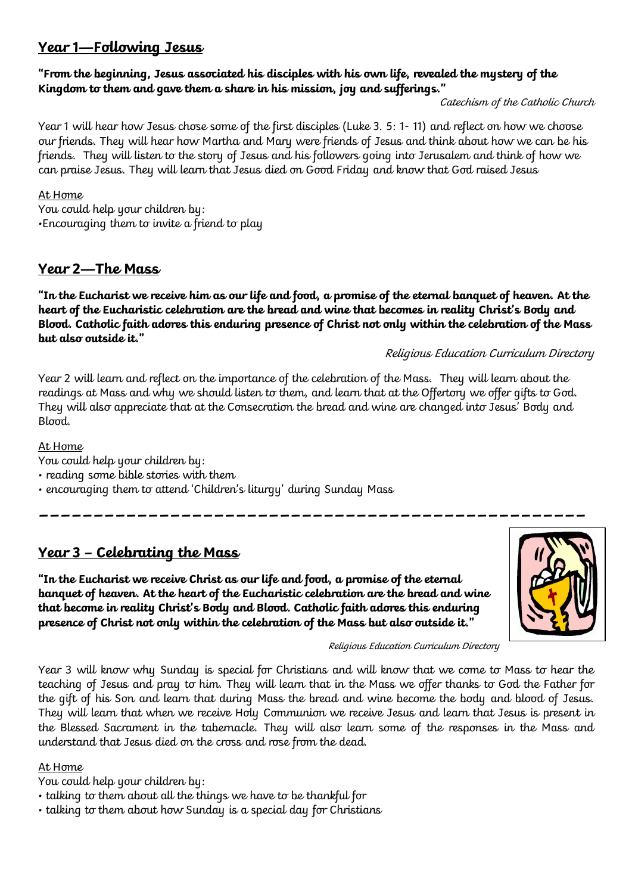## Year 1—Following Jesus

**"From the beginning, Jesus associated his disciples with his own life, revealed the mystery of the Kingdom to them and gave them a share in his mission, joy and sufferings."**

*Catechism of the Catholic Church*

Year 1 will hear how Jesus chose some of the first disciples (Luke 3. 5: 1- 11) and reflect on how we choose our friends. They will hear how Martha and Mary were friends of Jesus and think about how we can be his friends. They will listen to the story of Jesus and his followers going into Jerusalem and think of how we can praise Jesus. They will learn that Jesus died on Good Friday and know that God raised Jesus

At Home

You could help your children by:

•Encouraging them to invite a friend to play

## Year 2—The Mass

**"In the Eucharist we receive him as our life and food, a promise of the eternal banquet of heaven. At the heart of the Eucharistic celebration are the bread and wine that becomes in reality Christ's Body and Blood. Catholic faith adores this enduring presence of Christ not only within the celebration of the Mass but also outside it."**

*Religious Education Curriculum Directory*

Year 2 will learn and reflect on the importance of the celebration of the Mass. They will learn about the readings at Mass and why we should listen to them, and learn that at the Offertory we offer gifts to God. They will also appreciate that at the Consecration the bread and wine are changed into Jesus' Body and Blood.

At Home

You could help your children by:

- reading some bible stories with them
- encouraging them to attend 'Children's liturgy' during Sunday Mass

---

## Year 3 – Celebrating the Mass

**"In the Eucharist we receive Christ as our life and food, a promise of the eternal banquet of heaven. At the heart of the Eucharistic celebration are the bread and wine that become in reality Christ's Body and Blood. Catholic faith adores this enduring presence of Christ not only within the celebration of the Mass but also outside it."**

*Religious Education Curriculum Directory*

Year 3 will know why Sunday is special for Christians and will know that we come to Mass to hear the teaching of Jesus and pray to him. They will learn that in the Mass we offer thanks to God the Father for the gift of his Son and learn that during Mass the bread and wine become the body and blood of Jesus. They will learn that when we receive Holy Communion we receive Jesus and learn that Jesus is present in the Blessed Sacrament in the tabernacle. They will also learn some of the responses in the Mass and understand that Jesus died on the cross and rose from the dead.

At Home

You could help your children by:

- talking to them about all the things we have to be thankful for
- talking to them about how Sunday is a special day for Christians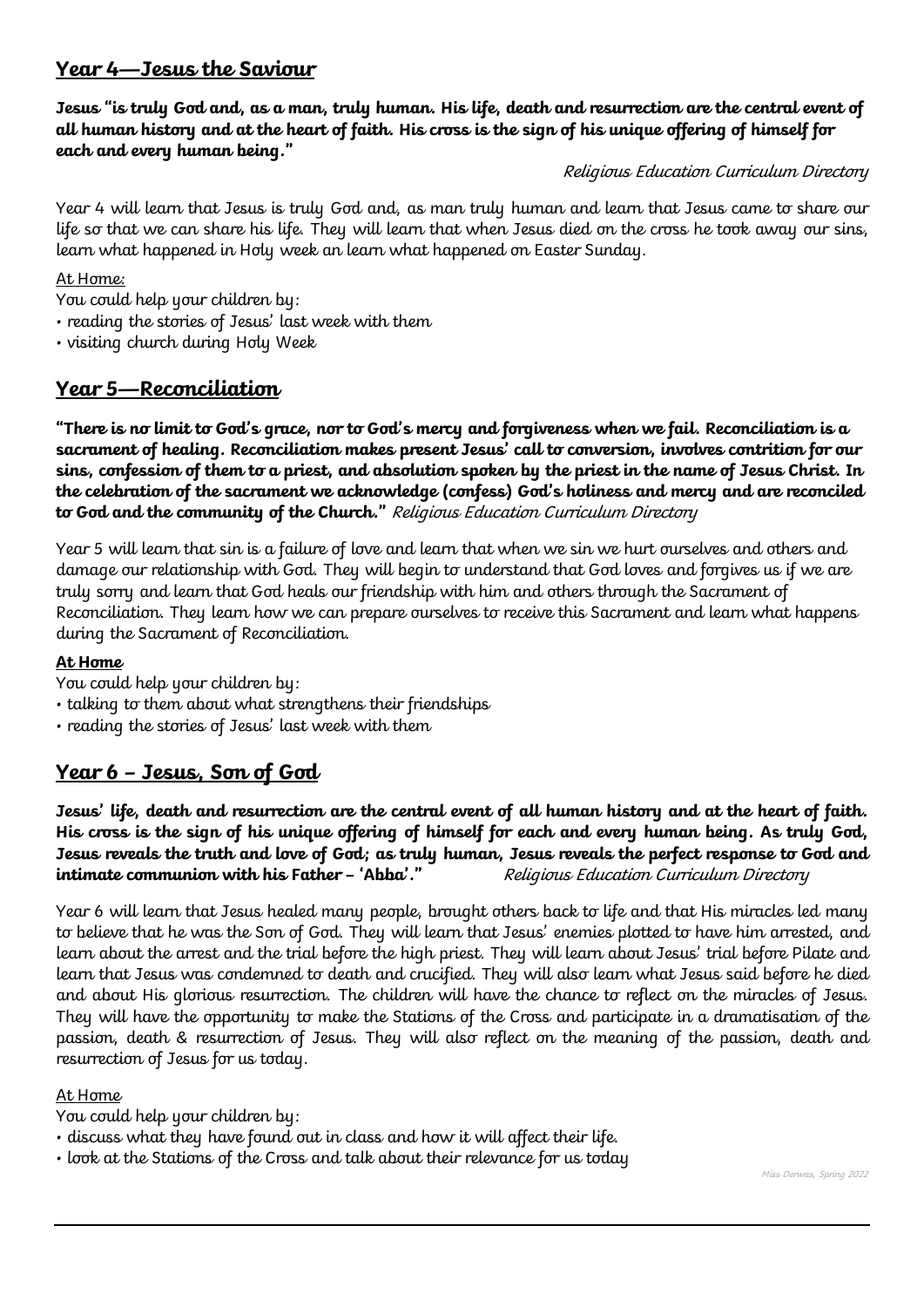## Year 4—Jesus the Saviour

**Jesus "is truly God and, as a man, truly human. His life, death and resurrection are the central event of all human history and at the heart of faith. His cross is the sign of his unique offering of himself for each and every human being."**

*Religious Education Curriculum Directory*

Year 4 will learn that Jesus is truly God and, as man truly human and learn that Jesus came to share our life so that we can share his life. They will learn that when Jesus died on the cross he took away our sins, learn what happened in Holy week an learn what happened on Easter Sunday.

At Home:

You could help your children by:

- reading the stories of Jesus' last week with them
- visiting church during Holy Week

## Year 5—Reconciliation

**"There is no limit to God's grace, nor to God's mercy and forgiveness when we fail. Reconciliation is a sacrament of healing. Reconciliation makes present Jesus' call to conversion, involves contrition for our sins, confession of them to a priest, and absolution spoken by the priest in the name of Jesus Christ. In the celebration of the sacrament we acknowledge (confess) God's holiness and mercy and are reconciled to God and the community of the Church."** *Religious Education Curriculum Directory*

Year 5 will learn that sin is a failure of love and learn that when we sin we hurt ourselves and others and damage our relationship with God. They will begin to understand that God loves and forgives us if we are truly sorry and learn that God heals our friendship with him and others through the Sacrament of Reconciliation. They learn how we can prepare ourselves to receive this Sacrament and learn what happens during the Sacrament of Reconciliation.

**At Home**

You could help your children by:

- talking to them about what strengthens their friendships
- reading the stories of Jesus' last week with them

## Year 6 – Jesus, Son of God

**Jesus' life, death and resurrection are the central event of all human history and at the heart of faith. His cross is the sign of his unique offering of himself for each and every human being. As truly God, Jesus reveals the truth and love of God; as truly human, Jesus reveals the perfect response to God and intimate communion with his Father – 'Abba'."** *Religious Education Curriculum Directory*

Year 6 will learn that Jesus healed many people, brought others back to life and that His miracles led many to believe that he was the Son of God. They will learn that Jesus' enemies plotted to have him arrested, and learn about the arrest and the trial before the high priest. They will learn about Jesus' trial before Pilate and learn that Jesus was condemned to death and crucified. They will also learn what Jesus said before he died and about His glorious resurrection. The children will have the chance to reflect on the miracles of Jesus. They will have the opportunity to make the Stations of the Cross and participate in a dramatisation of the passion, death & resurrection of Jesus. They will also reflect on the meaning of the passion, death and resurrection of Jesus for us today.

At Home

You could help your children by:

- discuss what they have found out in class and how it will affect their life.
- look at the Stations of the Cross and talk about their relevance for us today

Miss Derwas, Spring 2022